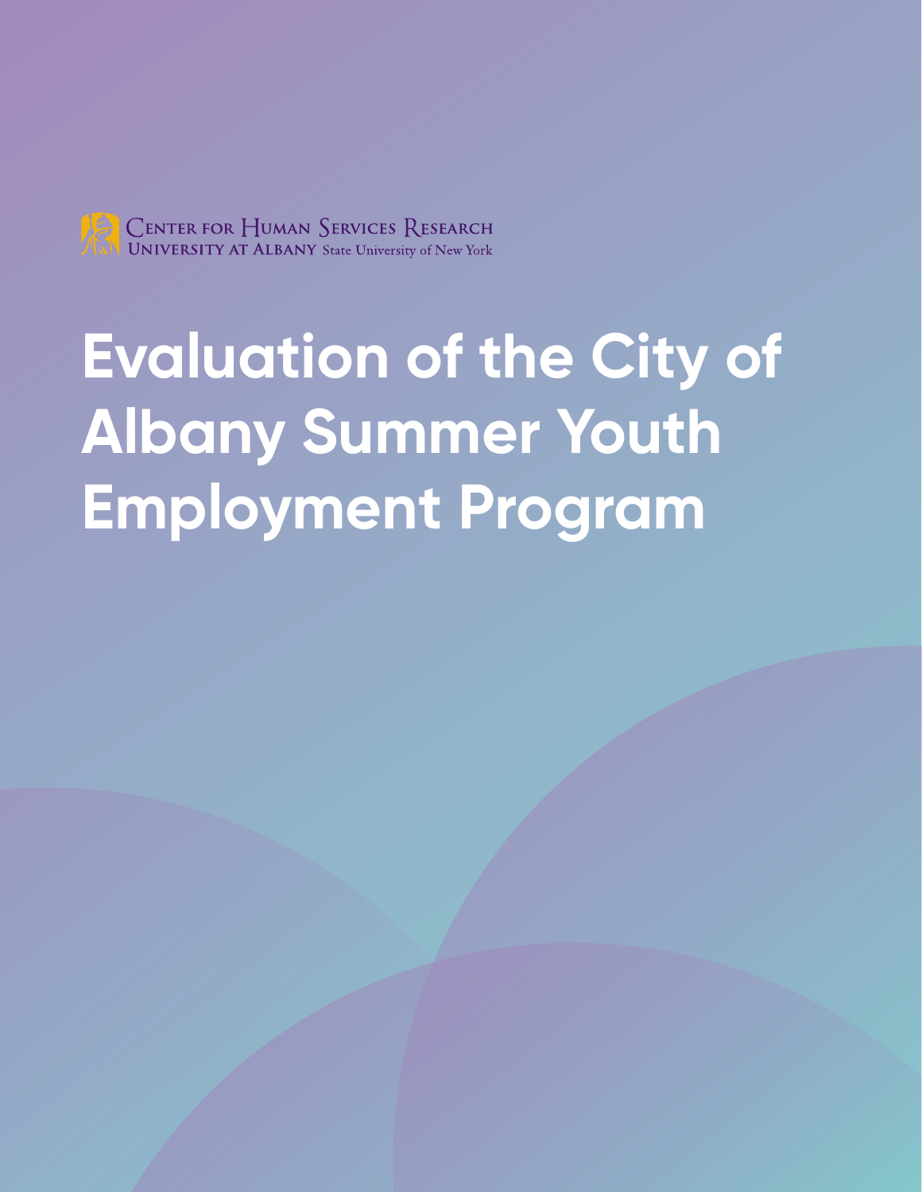Center for Human Services Research
University at Albany State University of New York

# Evaluation of the City of Albany Summer Youth Employment Program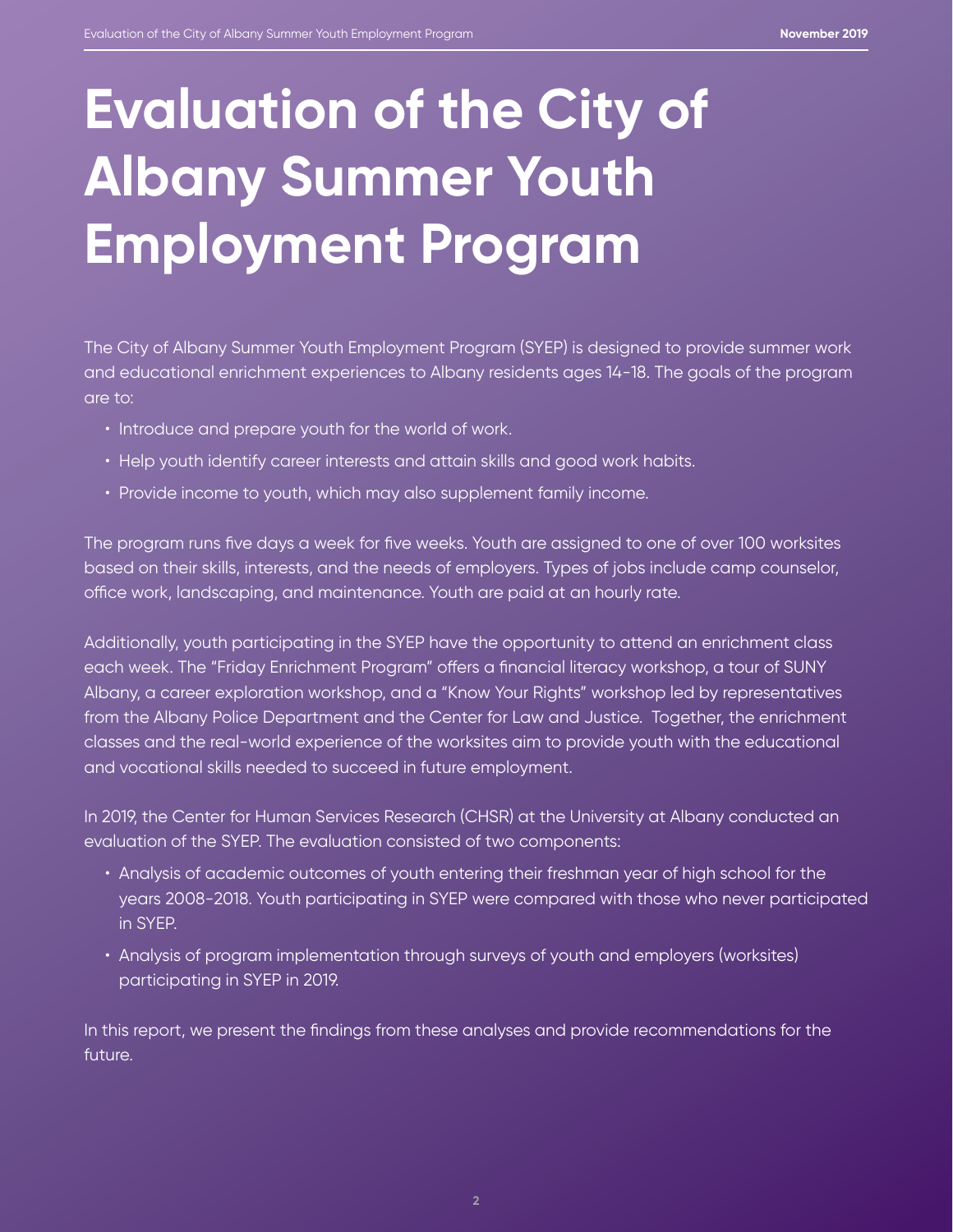# Evaluation of the City of Albany Summer Youth Employment Program

The City of Albany Summer Youth Employment Program (SYEP) is designed to provide summer work and educational enrichment experiences to Albany residents ages 14-18. The goals of the program are to:

- Introduce and prepare youth for the world of work.
- Help youth identify career interests and attain skills and good work habits.
- Provide income to youth, which may also supplement family income.

The program runs five days a week for five weeks. Youth are assigned to one of over 100 worksites based on their skills, interests, and the needs of employers. Types of jobs include camp counselor, office work, landscaping, and maintenance. Youth are paid at an hourly rate.

Additionally, youth participating in the SYEP have the opportunity to attend an enrichment class each week. The "Friday Enrichment Program" offers a financial literacy workshop, a tour of SUNY Albany, a career exploration workshop, and a "Know Your Rights" workshop led by representatives from the Albany Police Department and the Center for Law and Justice. Together, the enrichment classes and the real-world experience of the worksites aim to provide youth with the educational and vocational skills needed to succeed in future employment.

In 2019, the Center for Human Services Research (CHSR) at the University at Albany conducted an evaluation of the SYEP. The evaluation consisted of two components:

- Analysis of academic outcomes of youth entering their freshman year of high school for the years 2008-2018. Youth participating in SYEP were compared with those who never participated in SYEP.
- Analysis of program implementation through surveys of youth and employers (worksites) participating in SYEP in 2019.

In this report, we present the findings from these analyses and provide recommendations for the future.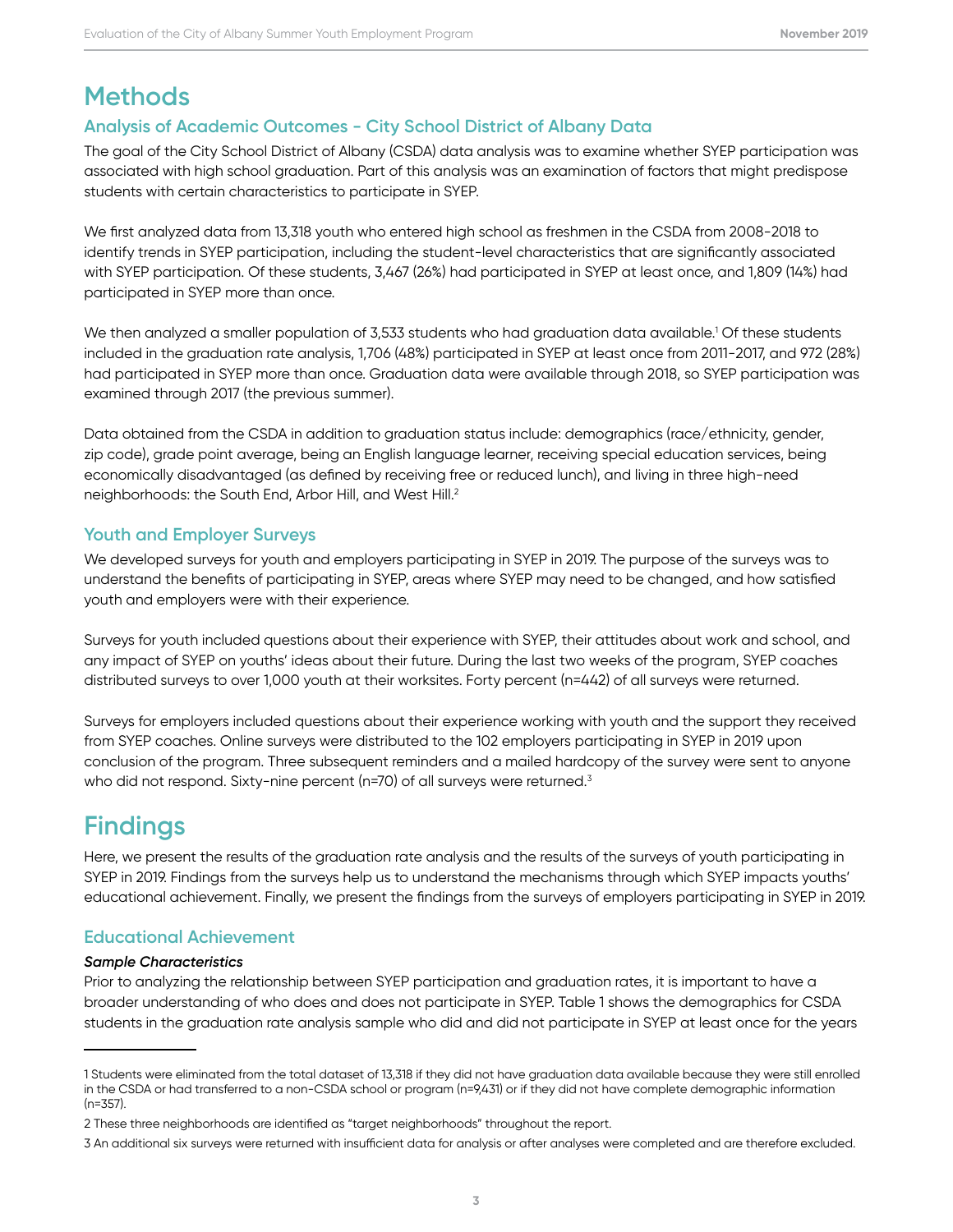# Methods

## Analysis of Academic Outcomes - City School District of Albany Data

The goal of the City School District of Albany (CSDA) data analysis was to examine whether SYEP participation was associated with high school graduation. Part of this analysis was an examination of factors that might predispose students with certain characteristics to participate in SYEP.

We first analyzed data from 13,318 youth who entered high school as freshmen in the CSDA from 2008-2018 to identify trends in SYEP participation, including the student-level characteristics that are significantly associated with SYEP participation. Of these students, 3,467 (26%) had participated in SYEP at least once, and 1,809 (14%) had participated in SYEP more than once.

We then analyzed a smaller population of 3,533 students who had graduation data available.[1] Of these students included in the graduation rate analysis, 1,706 (48%) participated in SYEP at least once from 2011-2017, and 972 (28%) had participated in SYEP more than once. Graduation data were available through 2018, so SYEP participation was examined through 2017 (the previous summer).

Data obtained from the CSDA in addition to graduation status include: demographics (race/ethnicity, gender, zip code), grade point average, being an English language learner, receiving special education services, being economically disadvantaged (as defined by receiving free or reduced lunch), and living in three high-need neighborhoods: the South End, Arbor Hill, and West Hill.[2]

## Youth and Employer Surveys

We developed surveys for youth and employers participating in SYEP in 2019. The purpose of the surveys was to understand the benefits of participating in SYEP, areas where SYEP may need to be changed, and how satisfied youth and employers were with their experience.

Surveys for youth included questions about their experience with SYEP, their attitudes about work and school, and any impact of SYEP on youths' ideas about their future. During the last two weeks of the program, SYEP coaches distributed surveys to over 1,000 youth at their worksites. Forty percent (n=442) of all surveys were returned.

Surveys for employers included questions about their experience working with youth and the support they received from SYEP coaches. Online surveys were distributed to the 102 employers participating in SYEP in 2019 upon conclusion of the program. Three subsequent reminders and a mailed hardcopy of the survey were sent to anyone who did not respond. Sixty-nine percent (n=70) of all surveys were returned.[3]

# Findings

Here, we present the results of the graduation rate analysis and the results of the surveys of youth participating in SYEP in 2019. Findings from the surveys help us to understand the mechanisms through which SYEP impacts youths' educational achievement. Finally, we present the findings from the surveys of employers participating in SYEP in 2019.

## Educational Achievement

### *Sample Characteristics*

Prior to analyzing the relationship between SYEP participation and graduation rates, it is important to have a broader understanding of who does and does not participate in SYEP. Table 1 shows the demographics for CSDA students in the graduation rate analysis sample who did and did not participate in SYEP at least once for the years

---

1 Students were eliminated from the total dataset of 13,318 if they did not have graduation data available because they were still enrolled in the CSDA or had transferred to a non-CSDA school or program (n=9,431) or if they did not have complete demographic information (n=357).

2 These three neighborhoods are identified as "target neighborhoods" throughout the report.

3 An additional six surveys were returned with insufficient data for analysis or after analyses were completed and are therefore excluded.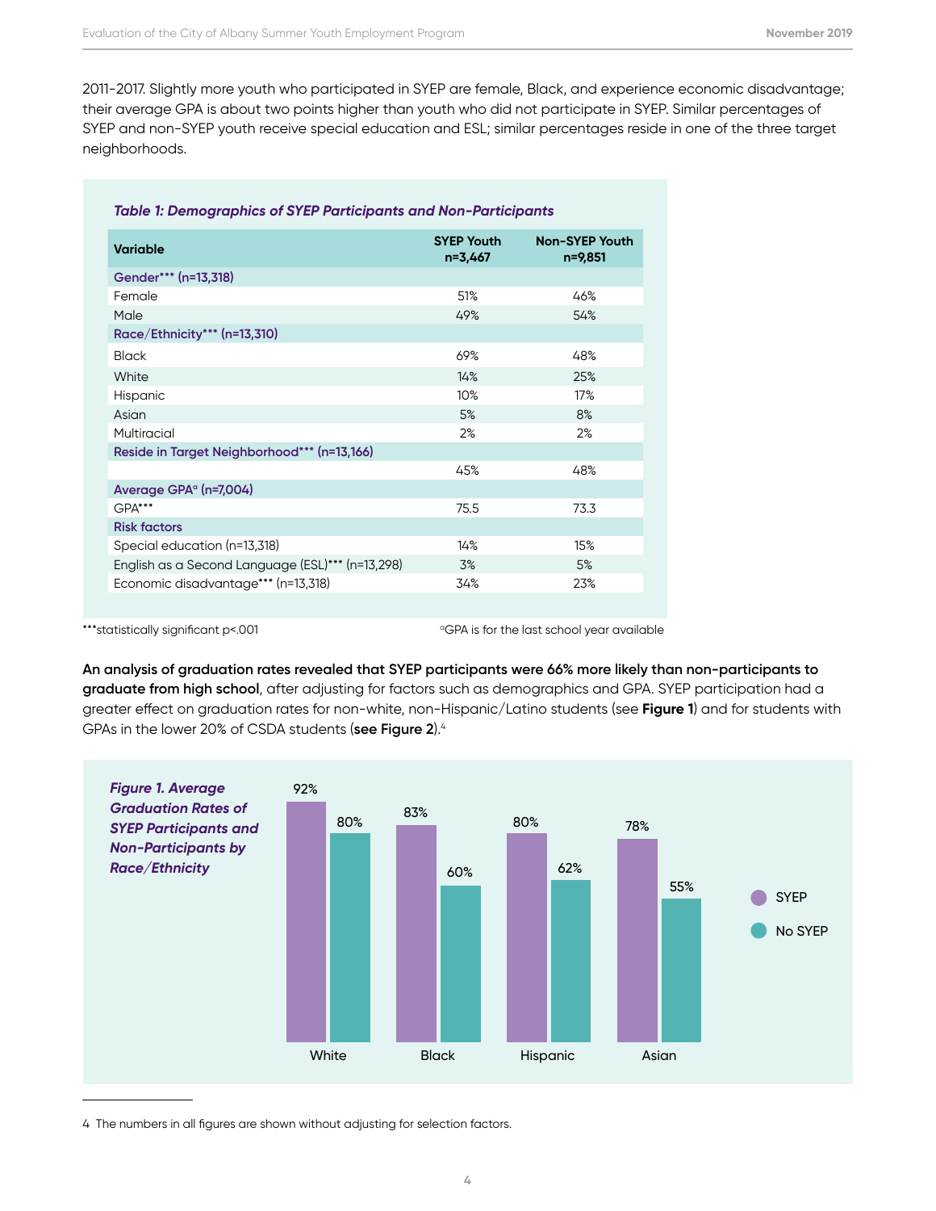2011-2017. Slightly more youth who participated in SYEP are female, Black, and experience economic disadvantage; their average GPA is about two points higher than youth who did not participate in SYEP. Similar percentages of SYEP and non-SYEP youth receive special education and ESL; similar percentages reside in one of the three target neighborhoods.

***Table 1: Demographics of SYEP Participants and Non-Participants***

| Variable | SYEP Youth n=3,467 | Non-SYEP Youth n=9,851 |
|---|---|---|
| **Gender*** (n=13,318)** | | |
| Female | 51% | 46% |
| Male | 49% | 54% |
| **Race/Ethnicity*** (n=13,310)** | | |
| Black | 69% | 48% |
| White | 14% | 25% |
| Hispanic | 10% | 17% |
| Asian | 5% | 8% |
| Multiracial | 2% | 2% |
| **Reside in Target Neighborhood*** (n=13,166)** | | |
| | 45% | 48% |
| **Average GPA[a] (n=7,004)** | | |
| GPA*** | 75.5 | 73.3 |
| **Risk factors** | | |
| Special education (n=13,318) | 14% | 15% |
| English as a Second Language (ESL)*** (n=13,298) | 3% | 5% |
| Economic disadvantage*** (n=13,318) | 34% | 23% |

***statistically significant p<.001

[a]GPA is for the last school year available

**An analysis of graduation rates revealed that SYEP participants were 66% more likely than non-participants to graduate from high school**, after adjusting for factors such as demographics and GPA. SYEP participation had a greater effect on graduation rates for non-white, non-Hispanic/Latino students (see **Figure 1**) and for students with GPAs in the lower 20% of CSDA students (**see Figure 2**).[4]

***Figure 1. Average Graduation Rates of SYEP Participants and Non-Participants by Race/Ethnicity***

| | White | Black | Hispanic | Asian |
|---|---|---|---|---|
| SYEP | 92% | 83% | 80% | 78% |
| No SYEP | 80% | 60% | 62% | 55% |

4 The numbers in all figures are shown without adjusting for selection factors.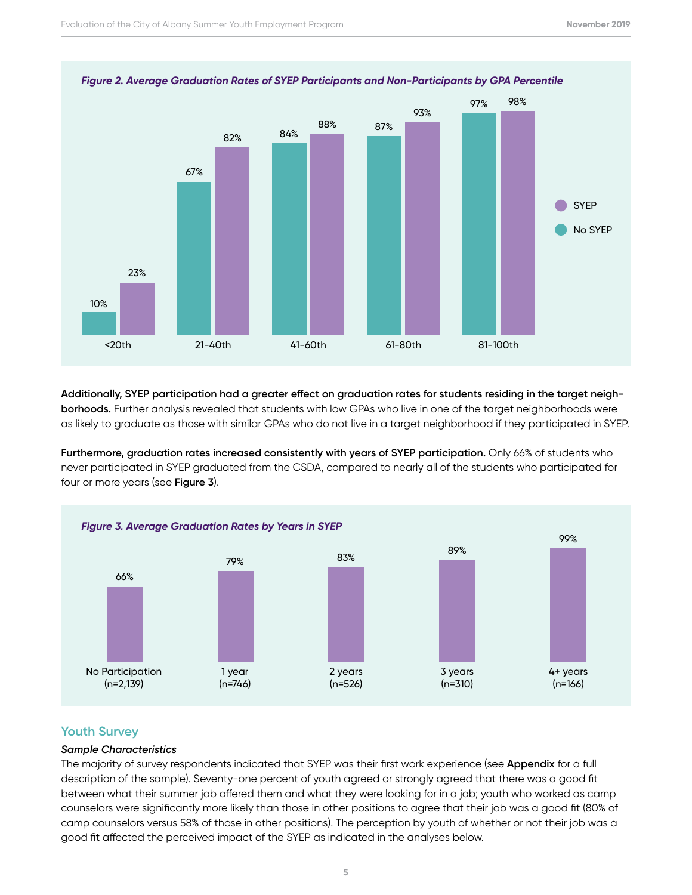*Figure 2. Average Graduation Rates of SYEP Participants and Non-Participants by GPA Percentile*

| GPA Percentile | No SYEP | SYEP |
|---|---|---|
| <20th | 10% | 23% |
| 21-40th | 67% | 82% |
| 41-60th | 84% | 88% |
| 61-80th | 87% | 93% |
| 81-100th | 97% | 98% |

**Additionally, SYEP participation had a greater effect on graduation rates for students residing in the target neighborhoods.** Further analysis revealed that students with low GPAs who live in one of the target neighborhoods were as likely to graduate as those with similar GPAs who do not live in a target neighborhood if they participated in SYEP.

**Furthermore, graduation rates increased consistently with years of SYEP participation.** Only 66% of students who never participated in SYEP graduated from the CSDA, compared to nearly all of the students who participated for four or more years (see **Figure 3**).

*Figure 3. Average Graduation Rates by Years in SYEP*

| Years in SYEP | Graduation Rate |
|---|---|
| No Participation (n=2,139) | 66% |
| 1 year (n=746) | 79% |
| 2 years (n=526) | 83% |
| 3 years (n=310) | 89% |
| 4+ years (n=166) | 99% |

## Youth Survey

### *Sample Characteristics*

The majority of survey respondents indicated that SYEP was their first work experience (see **Appendix** for a full description of the sample). Seventy-one percent of youth agreed or strongly agreed that there was a good fit between what their summer job offered them and what they were looking for in a job; youth who worked as camp counselors were significantly more likely than those in other positions to agree that their job was a good fit (80% of camp counselors versus 58% of those in other positions). The perception by youth of whether or not their job was a good fit affected the perceived impact of the SYEP as indicated in the analyses below.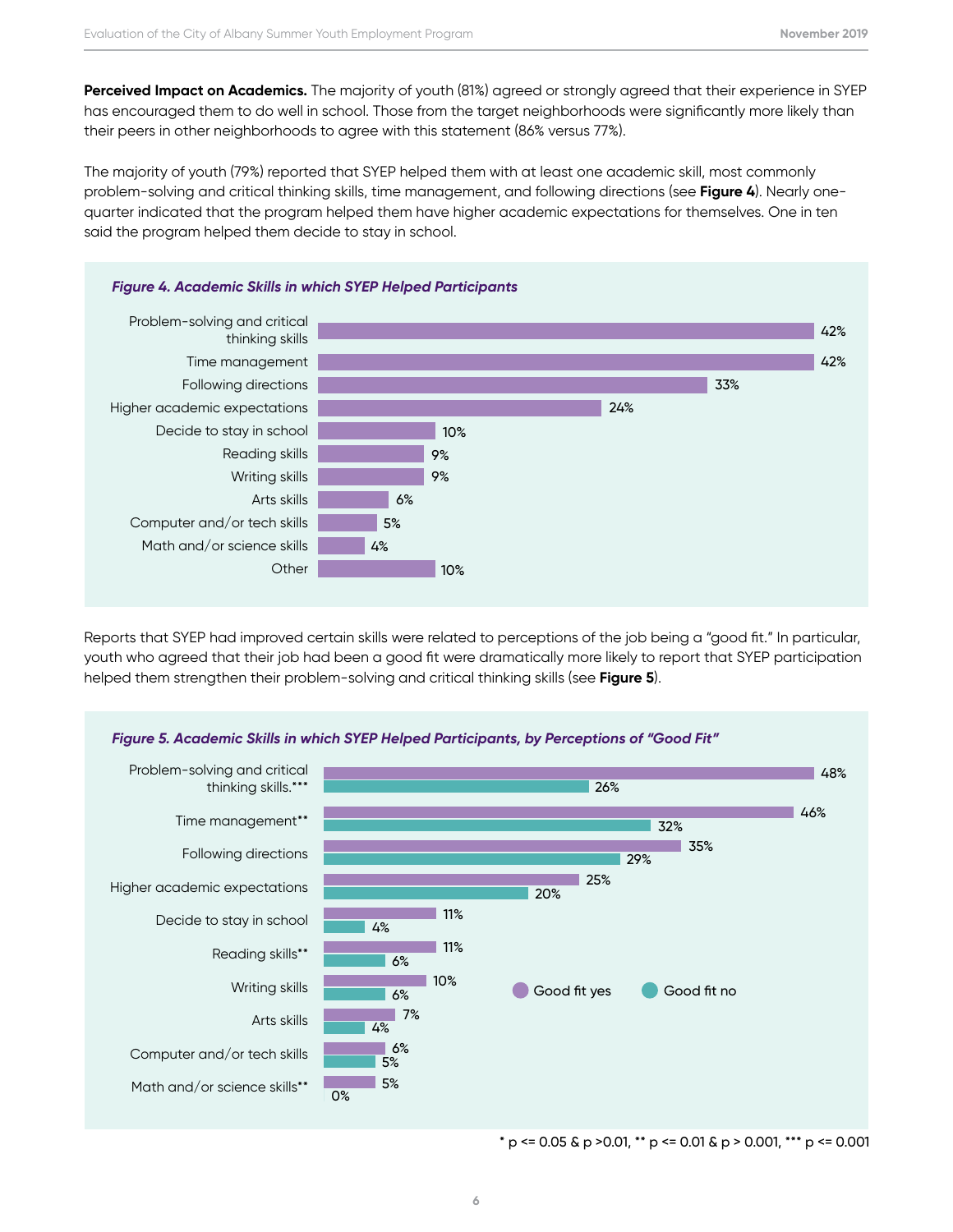**Perceived Impact on Academics.** The majority of youth (81%) agreed or strongly agreed that their experience in SYEP has encouraged them to do well in school. Those from the target neighborhoods were significantly more likely than their peers in other neighborhoods to agree with this statement (86% versus 77%).

The majority of youth (79%) reported that SYEP helped them with at least one academic skill, most commonly problem-solving and critical thinking skills, time management, and following directions (see **Figure 4**). Nearly one-quarter indicated that the program helped them have higher academic expectations for themselves. One in ten said the program helped them decide to stay in school.

*Figure 4. Academic Skills in which SYEP Helped Participants*

| Skill | Percent |
|---|---|
| Problem-solving and critical thinking skills | 42% |
| Time management | 42% |
| Following directions | 33% |
| Higher academic expectations | 24% |
| Decide to stay in school | 10% |
| Reading skills | 9% |
| Writing skills | 9% |
| Arts skills | 6% |
| Computer and/or tech skills | 5% |
| Math and/or science skills | 4% |
| Other | 10% |

Reports that SYEP had improved certain skills were related to perceptions of the job being a "good fit." In particular, youth who agreed that their job had been a good fit were dramatically more likely to report that SYEP participation helped them strengthen their problem-solving and critical thinking skills (see **Figure 5**).

*Figure 5. Academic Skills in which SYEP Helped Participants, by Perceptions of "Good Fit"*

| Skill | Good fit yes | Good fit no |
|---|---|---|
| Problem-solving and critical thinking skills.*** | 48% | 26% |
| Time management** | 46% | 32% |
| Following directions | 35% | 29% |
| Higher academic expectations | 25% | 20% |
| Decide to stay in school | 11% | 4% |
| Reading skills** | 11% | 6% |
| Writing skills | 10% | 6% |
| Arts skills | 7% | 4% |
| Computer and/or tech skills | 6% | 5% |
| Math and/or science skills** | 5% | 0% |

* $p <= 0.05$ & $p > 0.01$, ** $p <= 0.01$ & $p > 0.001$, *** $p <= 0.001$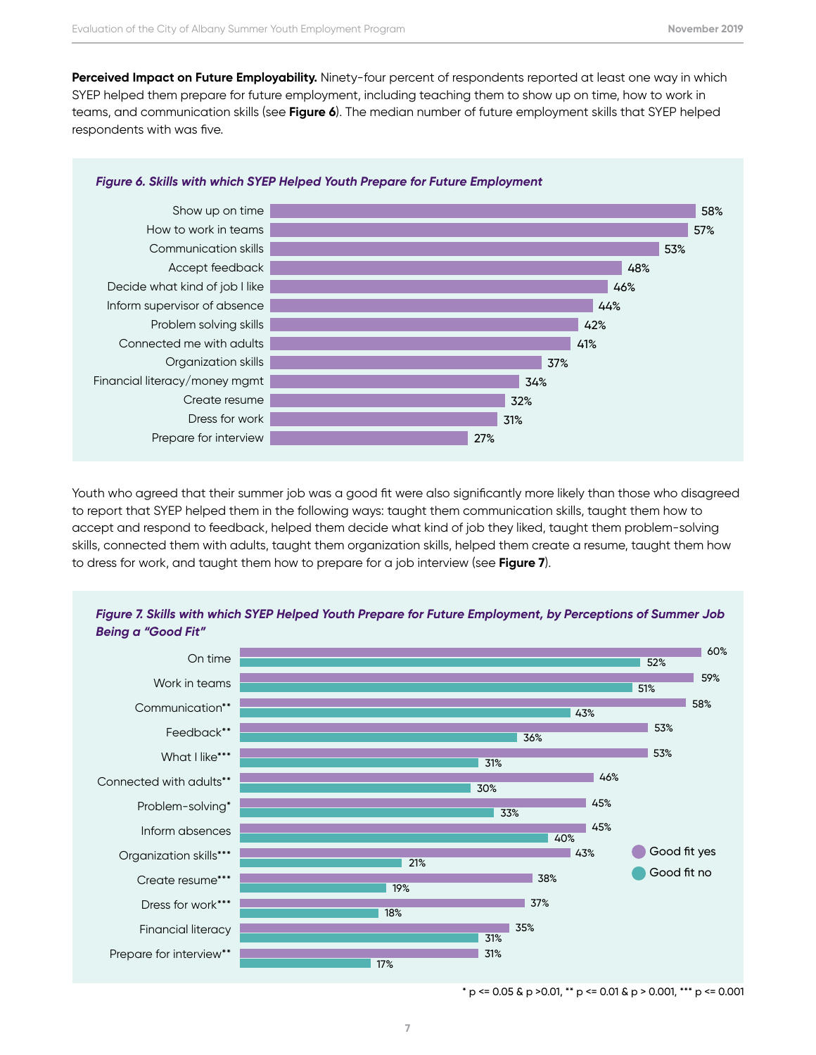**Perceived Impact on Future Employability.** Ninety-four percent of respondents reported at least one way in which SYEP helped them prepare for future employment, including teaching them to show up on time, how to work in teams, and communication skills (see **Figure 6**). The median number of future employment skills that SYEP helped respondents with was five.

***Figure 6. Skills with which SYEP Helped Youth Prepare for Future Employment***

| Skill | Percent |
|---|---|
| Show up on time | 58% |
| How to work in teams | 57% |
| Communication skills | 53% |
| Accept feedback | 48% |
| Decide what kind of job I like | 46% |
| Inform supervisor of absence | 44% |
| Problem solving skills | 42% |
| Connected me with adults | 41% |
| Organization skills | 37% |
| Financial literacy/money mgmt | 34% |
| Create resume | 32% |
| Dress for work | 31% |
| Prepare for interview | 27% |

Youth who agreed that their summer job was a good fit were also significantly more likely than those who disagreed to report that SYEP helped them in the following ways: taught them communication skills, taught them how to accept and respond to feedback, helped them decide what kind of job they liked, taught them problem-solving skills, connected them with adults, taught them organization skills, helped them create a resume, taught them how to dress for work, and taught them how to prepare for a job interview (see **Figure 7**).

***Figure 7. Skills with which SYEP Helped Youth Prepare for Future Employment, by Perceptions of Summer Job Being a "Good Fit"***

| Skill | Good fit yes | Good fit no |
|---|---|---|
| On time | 60% | 52% |
| Work in teams | 59% | 51% |
| Communication** | 58% | 43% |
| Feedback** | 53% | 36% |
| What I like*** | 53% | 31% |
| Connected with adults** | 46% | 30% |
| Problem-solving* | 45% | 33% |
| Inform absences | 45% | 40% |
| Organization skills*** | 43% | 21% |
| Create resume*** | 38% | 19% |
| Dress for work*** | 37% | 18% |
| Financial literacy | 35% | 31% |
| Prepare for interview** | 31% | 17% |

\* p <= 0.05 & p >0.01, ** p <= 0.01 & p > 0.001, *** p <= 0.001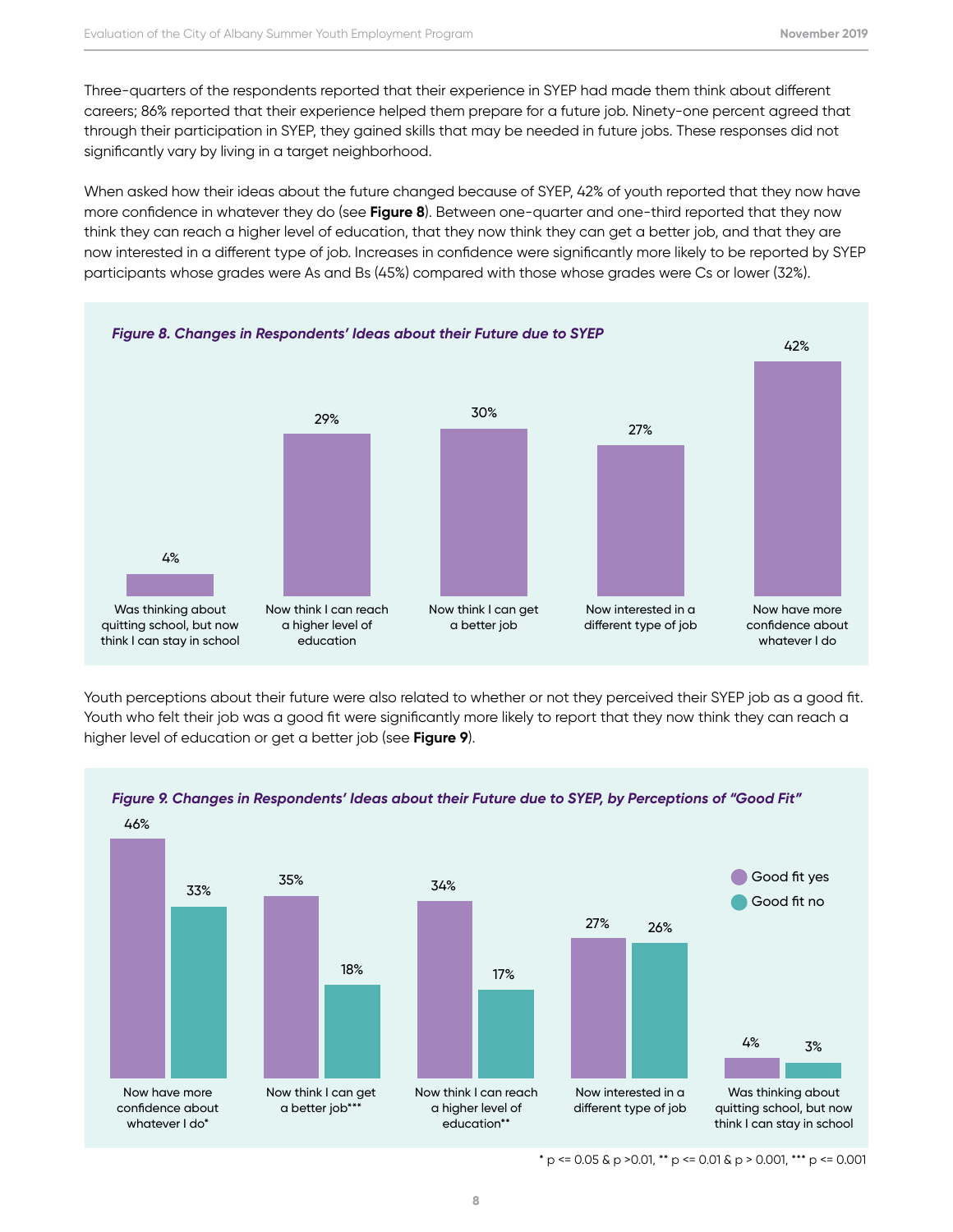Three-quarters of the respondents reported that their experience in SYEP had made them think about different careers; 86% reported that their experience helped them prepare for a future job. Ninety-one percent agreed that through their participation in SYEP, they gained skills that may be needed in future jobs. These responses did not significantly vary by living in a target neighborhood.

When asked how their ideas about the future changed because of SYEP, 42% of youth reported that they now have more confidence in whatever they do (see **Figure 8**). Between one-quarter and one-third reported that they now think they can reach a higher level of education, that they now think they can get a better job, and that they are now interested in a different type of job. Increases in confidence were significantly more likely to be reported by SYEP participants whose grades were As and Bs (45%) compared with those whose grades were Cs or lower (32%).

***Figure 8. Changes in Respondents' Ideas about their Future due to SYEP***

| Change | Percent |
|---|---|
| Was thinking about quitting school, but now think I can stay in school | 4% |
| Now think I can reach a higher level of education | 29% |
| Now think I can get a better job | 30% |
| Now interested in a different type of job | 27% |
| Now have more confidence about whatever I do | 42% |

Youth perceptions about their future were also related to whether or not they perceived their SYEP job as a good fit. Youth who felt their job was a good fit were significantly more likely to report that they now think they can reach a higher level of education or get a better job (see **Figure 9**).

***Figure 9. Changes in Respondents' Ideas about their Future due to SYEP, by Perceptions of "Good Fit"***

| Change | Good fit yes | Good fit no |
|---|---|---|
| Now have more confidence about whatever I do* | 46% | 33% |
| Now think I can get a better job*** | 35% | 18% |
| Now think I can reach a higher level of education** | 34% | 17% |
| Now interested in a different type of job | 27% | 26% |
| Was thinking about quitting school, but now think I can stay in school | 4% | 3% |

\* $p <= 0.05$ & $p > 0.01$, ** $p <= 0.01$ & $p > 0.001$, *** $p <= 0.001$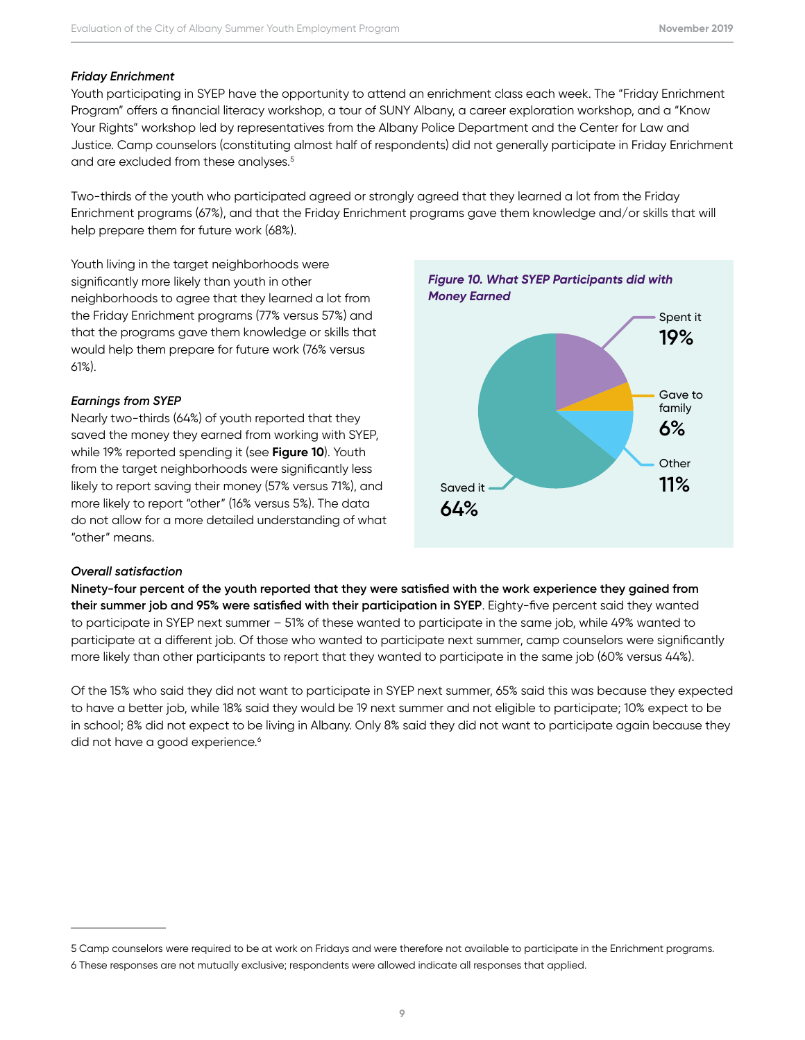*Friday Enrichment*

Youth participating in SYEP have the opportunity to attend an enrichment class each week. The "Friday Enrichment Program" offers a financial literacy workshop, a tour of SUNY Albany, a career exploration workshop, and a "Know Your Rights" workshop led by representatives from the Albany Police Department and the Center for Law and Justice. Camp counselors (constituting almost half of respondents) did not generally participate in Friday Enrichment and are excluded from these analyses.[5]

Two-thirds of the youth who participated agreed or strongly agreed that they learned a lot from the Friday Enrichment programs (67%), and that the Friday Enrichment programs gave them knowledge and/or skills that will help prepare them for future work (68%).

Youth living in the target neighborhoods were significantly more likely than youth in other neighborhoods to agree that they learned a lot from the Friday Enrichment programs (77% versus 57%) and that the programs gave them knowledge or skills that would help them prepare for future work (76% versus 61%).

*Earnings from SYEP*

Nearly two-thirds (64%) of youth reported that they saved the money they earned from working with SYEP, while 19% reported spending it (see **Figure 10**). Youth from the target neighborhoods were significantly less likely to report saving their money (57% versus 71%), and more likely to report "other" (16% versus 5%). The data do not allow for a more detailed understanding of what "other" means.

*Figure 10. What SYEP Participants did with Money Earned*

| Category | Percent |
|---|---|
| Spent it | 19% |
| Gave to family | 6% |
| Other | 11% |
| Saved it | 64% |

*Overall satisfaction*

**Ninety-four percent of the youth reported that they were satisfied with the work experience they gained from their summer job and 95% were satisfied with their participation in SYEP**. Eighty-five percent said they wanted to participate in SYEP next summer – 51% of these wanted to participate in the same job, while 49% wanted to participate at a different job. Of those who wanted to participate next summer, camp counselors were significantly more likely than other participants to report that they wanted to participate in the same job (60% versus 44%).

Of the 15% who said they did not want to participate in SYEP next summer, 65% said this was because they expected to have a better job, while 18% said they would be 19 next summer and not eligible to participate; 10% expect to be in school; 8% did not expect to be living in Albany. Only 8% said they did not want to participate again because they did not have a good experience.[6]

---

5 Camp counselors were required to be at work on Fridays and were therefore not available to participate in the Enrichment programs.

6 These responses are not mutually exclusive; respondents were allowed indicate all responses that applied.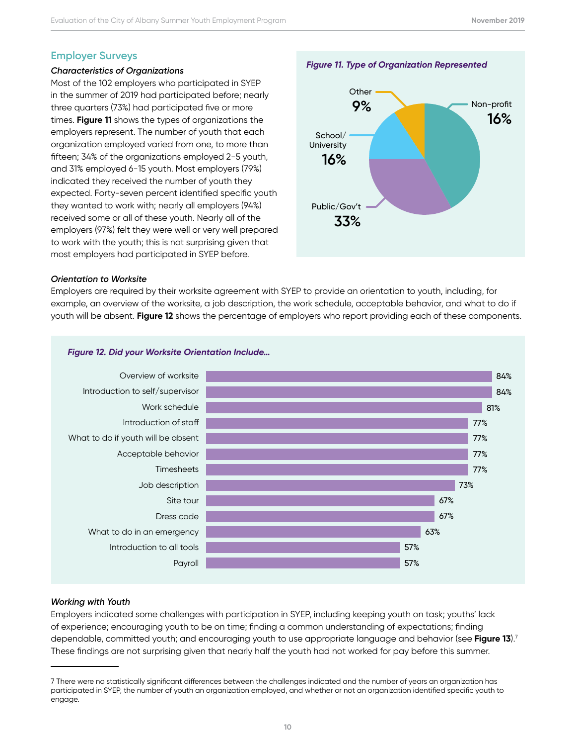## Employer Surveys

### *Characteristics of Organizations*

Most of the 102 employers who participated in SYEP in the summer of 2019 had participated before; nearly three quarters (73%) had participated five or more times. **Figure 11** shows the types of organizations the employers represent. The number of youth that each organization employed varied from one, to more than fifteen; 34% of the organizations employed 2-5 youth, and 31% employed 6-15 youth. Most employers (79%) indicated they received the number of youth they expected. Forty-seven percent identified specific youth they wanted to work with; nearly all employers (94%) received some or all of these youth. Nearly all of the employers (97%) felt they were well or very well prepared to work with the youth; this is not surprising given that most employers had participated in SYEP before.

*Figure 11. Type of Organization Represented*

| Type | Percent |
|---|---|
| Non-profit | 16% |
| Public/Gov't | 33% |
| School/University | 16% |
| Other | 9% |

### *Orientation to Worksite*

Employers are required by their worksite agreement with SYEP to provide an orientation to youth, including, for example, an overview of the worksite, a job description, the work schedule, acceptable behavior, and what to do if youth will be absent. **Figure 12** shows the percentage of employers who report providing each of these components.

*Figure 12. Did your Worksite Orientation Include...*

| Component | Percent |
|---|---|
| Overview of worksite | 84% |
| Introduction to self/supervisor | 84% |
| Work schedule | 81% |
| Introduction of staff | 77% |
| What to do if youth will be absent | 77% |
| Acceptable behavior | 77% |
| Timesheets | 77% |
| Job description | 73% |
| Site tour | 67% |
| Dress code | 67% |
| What to do in an emergency | 63% |
| Introduction to all tools | 57% |
| Payroll | 57% |

### *Working with Youth*

Employers indicated some challenges with participation in SYEP, including keeping youth on task; youths' lack of experience; encouraging youth to be on time; finding a common understanding of expectations; finding dependable, committed youth; and encouraging youth to use appropriate language and behavior (see **Figure 13**).[7] These findings are not surprising given that nearly half the youth had not worked for pay before this summer.

---

7 There were no statistically significant differences between the challenges indicated and the number of years an organization has participated in SYEP, the number of youth an organization employed, and whether or not an organization identified specific youth to engage.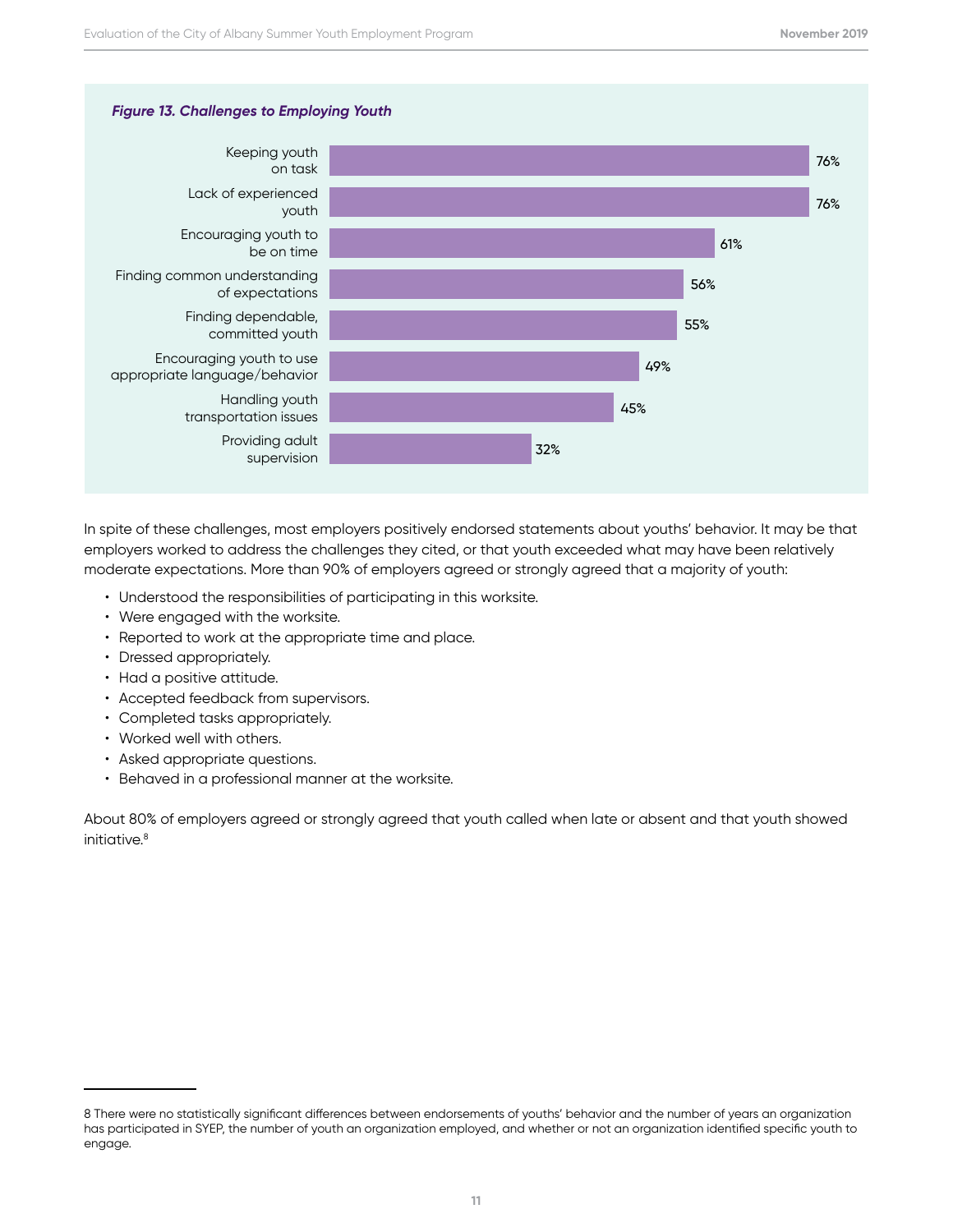*Figure 13. Challenges to Employing Youth*

| Challenge | Percent |
| --- | --- |
| Keeping youth on task | 76% |
| Lack of experienced youth | 76% |
| Encouraging youth to be on time | 61% |
| Finding common understanding of expectations | 56% |
| Finding dependable, committed youth | 55% |
| Encouraging youth to use appropriate language/behavior | 49% |
| Handling youth transportation issues | 45% |
| Providing adult supervision | 32% |

In spite of these challenges, most employers positively endorsed statements about youths' behavior. It may be that employers worked to address the challenges they cited, or that youth exceeded what may have been relatively moderate expectations. More than 90% of employers agreed or strongly agreed that a majority of youth:

- Understood the responsibilities of participating in this worksite.
- Were engaged with the worksite.
- Reported to work at the appropriate time and place.
- Dressed appropriately.
- Had a positive attitude.
- Accepted feedback from supervisors.
- Completed tasks appropriately.
- Worked well with others.
- Asked appropriate questions.
- Behaved in a professional manner at the worksite.

About 80% of employers agreed or strongly agreed that youth called when late or absent and that youth showed initiative.[8]

---

8 There were no statistically significant differences between endorsements of youths' behavior and the number of years an organization has participated in SYEP, the number of youth an organization employed, and whether or not an organization identified specific youth to engage.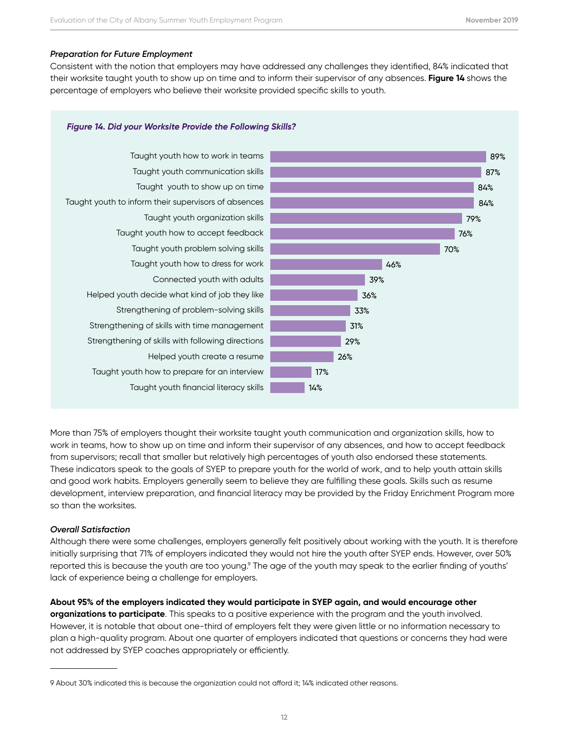*Preparation for Future Employment*

Consistent with the notion that employers may have addressed any challenges they identified, 84% indicated that their worksite taught youth to show up on time and to inform their supervisor of any absences. **Figure 14** shows the percentage of employers who believe their worksite provided specific skills to youth.

***Figure 14. Did your Worksite Provide the Following Skills?***

| Skill | Percentage |
| --- | --- |
| Taught youth how to work in teams | 89% |
| Taught youth communication skills | 87% |
| Taught youth to show up on time | 84% |
| Taught youth to inform their supervisors of absences | 84% |
| Taught youth organization skills | 79% |
| Taught youth how to accept feedback | 76% |
| Taught youth problem solving skills | 70% |
| Taught youth how to dress for work | 46% |
| Connected youth with adults | 39% |
| Helped youth decide what kind of job they like | 36% |
| Strengthening of problem-solving skills | 33% |
| Strengthening of skills with time management | 31% |
| Strengthening of skills with following directions | 29% |
| Helped youth create a resume | 26% |
| Taught youth how to prepare for an interview | 17% |
| Taught youth financial literacy skills | 14% |

More than 75% of employers thought their worksite taught youth communication and organization skills, how to work in teams, how to show up on time and inform their supervisor of any absences, and how to accept feedback from supervisors; recall that smaller but relatively high percentages of youth also endorsed these statements. These indicators speak to the goals of SYEP to prepare youth for the world of work, and to help youth attain skills and good work habits. Employers generally seem to believe they are fulfilling these goals. Skills such as resume development, interview preparation, and financial literacy may be provided by the Friday Enrichment Program more so than the worksites.

*Overall Satisfaction*

Although there were some challenges, employers generally felt positively about working with the youth. It is therefore initially surprising that 71% of employers indicated they would not hire the youth after SYEP ends. However, over 50% reported this is because the youth are too young.[9] The age of the youth may speak to the earlier finding of youths' lack of experience being a challenge for employers.

**About 95% of the employers indicated they would participate in SYEP again, and would encourage other organizations to participate**. This speaks to a positive experience with the program and the youth involved. However, it is notable that about one-third of employers felt they were given little or no information necessary to plan a high-quality program. About one quarter of employers indicated that questions or concerns they had were not addressed by SYEP coaches appropriately or efficiently.

---

9 About 30% indicated this is because the organization could not afford it; 14% indicated other reasons.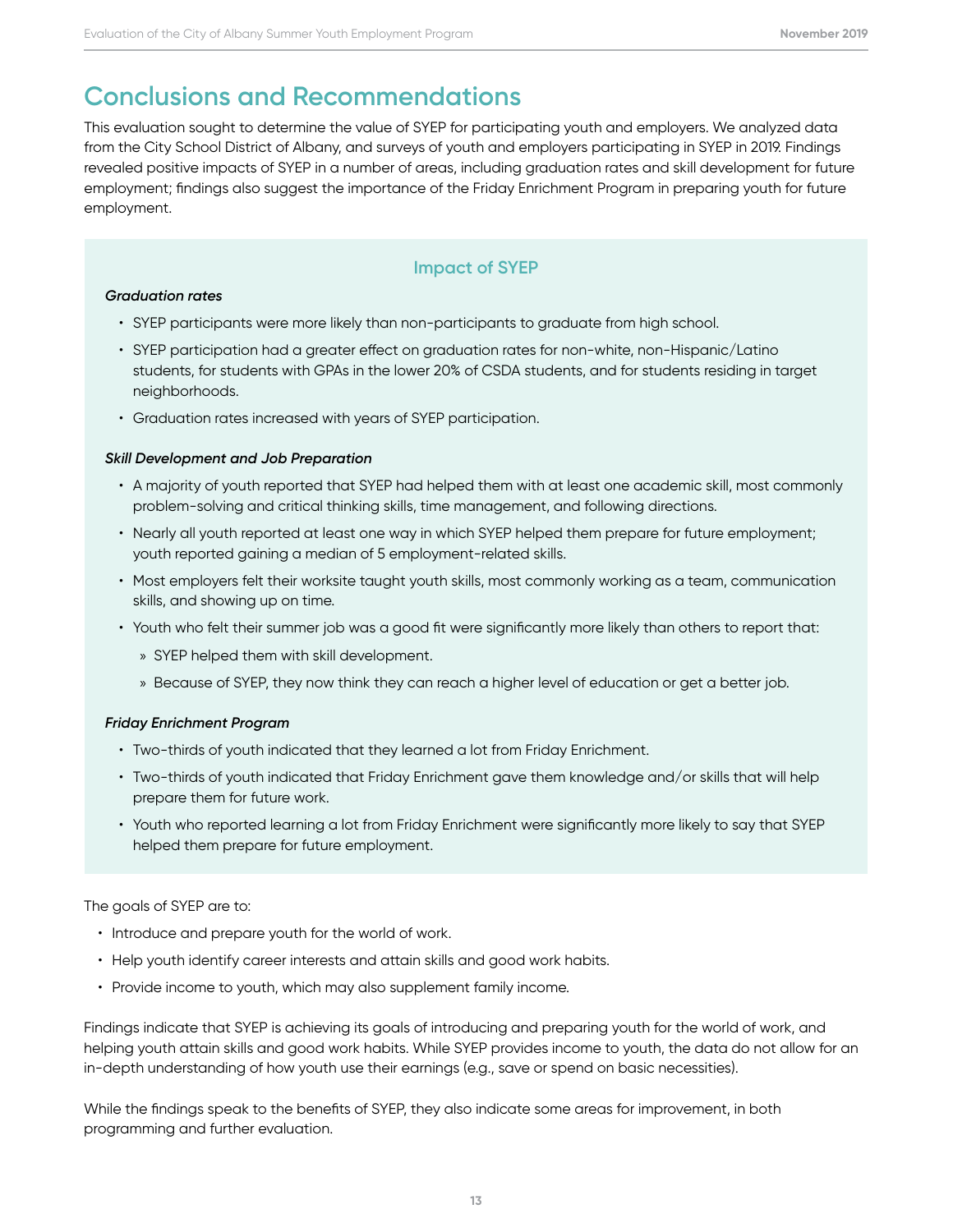# Conclusions and Recommendations

This evaluation sought to determine the value of SYEP for participating youth and employers. We analyzed data from the City School District of Albany, and surveys of youth and employers participating in SYEP in 2019. Findings revealed positive impacts of SYEP in a number of areas, including graduation rates and skill development for future employment; findings also suggest the importance of the Friday Enrichment Program in preparing youth for future employment.

### Impact of SYEP

***Graduation rates***

- SYEP participants were more likely than non-participants to graduate from high school.
- SYEP participation had a greater effect on graduation rates for non-white, non-Hispanic/Latino students, for students with GPAs in the lower 20% of CSDA students, and for students residing in target neighborhoods.
- Graduation rates increased with years of SYEP participation.

***Skill Development and Job Preparation***

- A majority of youth reported that SYEP had helped them with at least one academic skill, most commonly problem-solving and critical thinking skills, time management, and following directions.
- Nearly all youth reported at least one way in which SYEP helped them prepare for future employment; youth reported gaining a median of 5 employment-related skills.
- Most employers felt their worksite taught youth skills, most commonly working as a team, communication skills, and showing up on time.
- Youth who felt their summer job was a good fit were significantly more likely than others to report that:
    - SYEP helped them with skill development.
    - Because of SYEP, they now think they can reach a higher level of education or get a better job.

***Friday Enrichment Program***

- Two-thirds of youth indicated that they learned a lot from Friday Enrichment.
- Two-thirds of youth indicated that Friday Enrichment gave them knowledge and/or skills that will help prepare them for future work.
- Youth who reported learning a lot from Friday Enrichment were significantly more likely to say that SYEP helped them prepare for future employment.

The goals of SYEP are to:

- Introduce and prepare youth for the world of work.
- Help youth identify career interests and attain skills and good work habits.
- Provide income to youth, which may also supplement family income.

Findings indicate that SYEP is achieving its goals of introducing and preparing youth for the world of work, and helping youth attain skills and good work habits. While SYEP provides income to youth, the data do not allow for an in-depth understanding of how youth use their earnings (e.g., save or spend on basic necessities).

While the findings speak to the benefits of SYEP, they also indicate some areas for improvement, in both programming and further evaluation.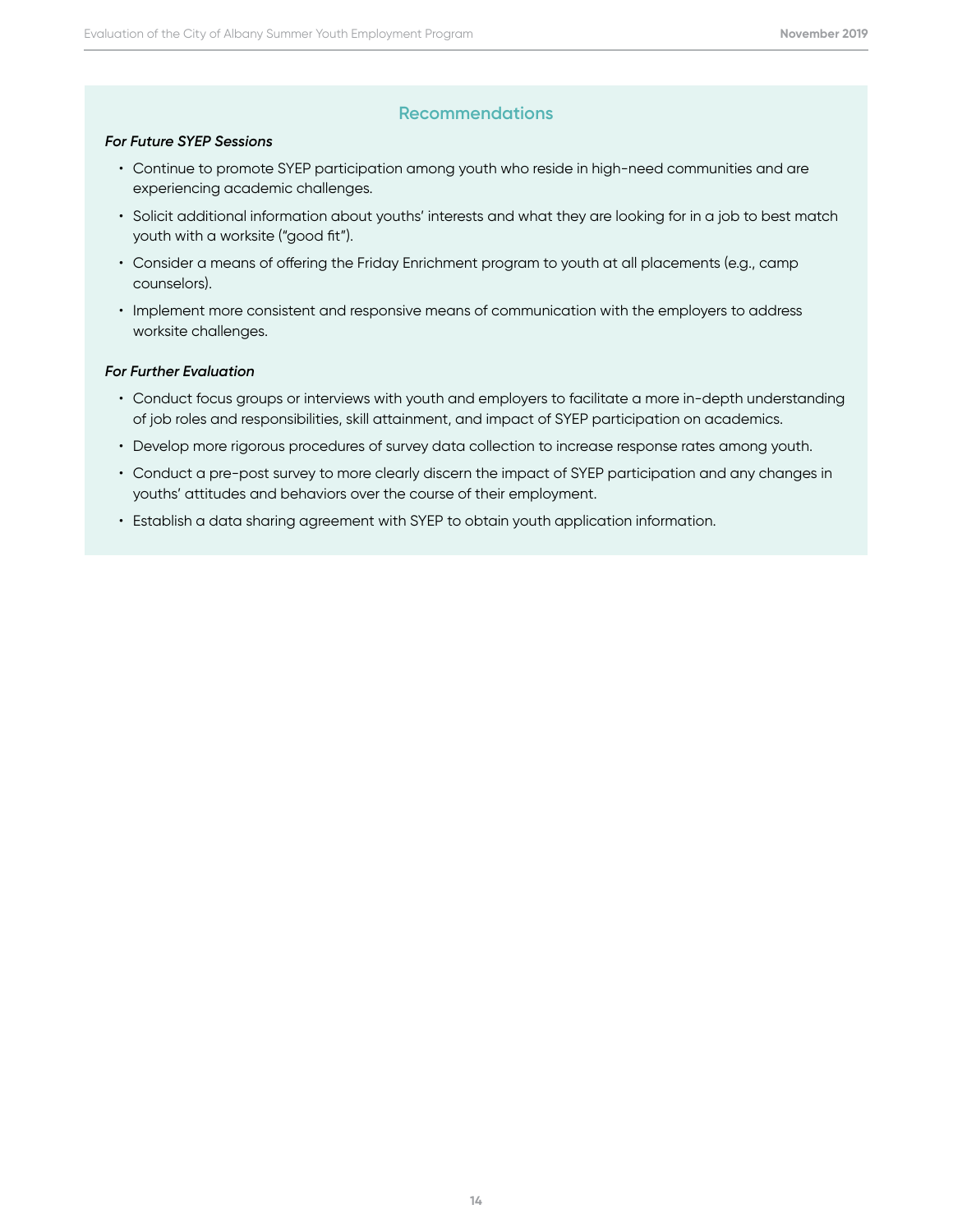## Recommendations

***For Future SYEP Sessions***

- Continue to promote SYEP participation among youth who reside in high-need communities and are experiencing academic challenges.
- Solicit additional information about youths' interests and what they are looking for in a job to best match youth with a worksite ("good fit").
- Consider a means of offering the Friday Enrichment program to youth at all placements (e.g., camp counselors).
- Implement more consistent and responsive means of communication with the employers to address worksite challenges.

***For Further Evaluation***

- Conduct focus groups or interviews with youth and employers to facilitate a more in-depth understanding of job roles and responsibilities, skill attainment, and impact of SYEP participation on academics.
- Develop more rigorous procedures of survey data collection to increase response rates among youth.
- Conduct a pre-post survey to more clearly discern the impact of SYEP participation and any changes in youths' attitudes and behaviors over the course of their employment.
- Establish a data sharing agreement with SYEP to obtain youth application information.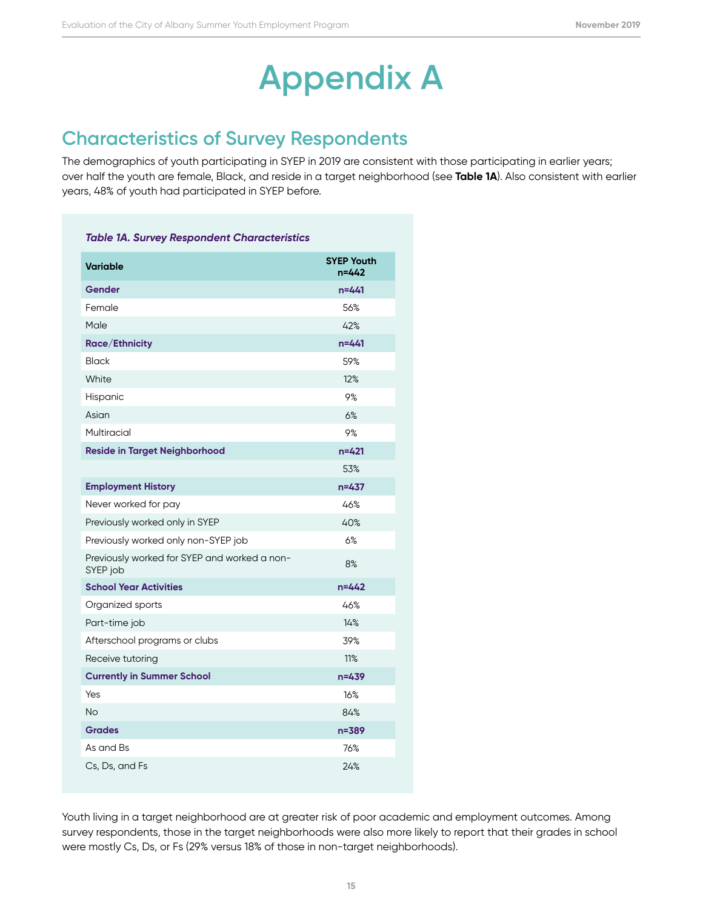# Appendix A

## Characteristics of Survey Respondents

The demographics of youth participating in SYEP in 2019 are consistent with those participating in earlier years; over half the youth are female, Black, and reside in a target neighborhood (see **Table 1A**). Also consistent with earlier years, 48% of youth had participated in SYEP before.

***Table 1A. Survey Respondent Characteristics***

| Variable | SYEP Youth n=442 |
|---|---|
| **Gender** | **n=441** |
| Female | 56% |
| Male | 42% |
| **Race/Ethnicity** | **n=441** |
| Black | 59% |
| White | 12% |
| Hispanic | 9% |
| Asian | 6% |
| Multiracial | 9% |
| **Reside in Target Neighborhood** | **n=421** |
| | 53% |
| **Employment History** | **n=437** |
| Never worked for pay | 46% |
| Previously worked only in SYEP | 40% |
| Previously worked only non-SYEP job | 6% |
| Previously worked for SYEP and worked a non-SYEP job | 8% |
| **School Year Activities** | **n=442** |
| Organized sports | 46% |
| Part-time job | 14% |
| Afterschool programs or clubs | 39% |
| Receive tutoring | 11% |
| **Currently in Summer School** | **n=439** |
| Yes | 16% |
| No | 84% |
| **Grades** | **n=389** |
| As and Bs | 76% |
| Cs, Ds, and Fs | 24% |

Youth living in a target neighborhood are at greater risk of poor academic and employment outcomes. Among survey respondents, those in the target neighborhoods were also more likely to report that their grades in school were mostly Cs, Ds, or Fs (29% versus 18% of those in non-target neighborhoods).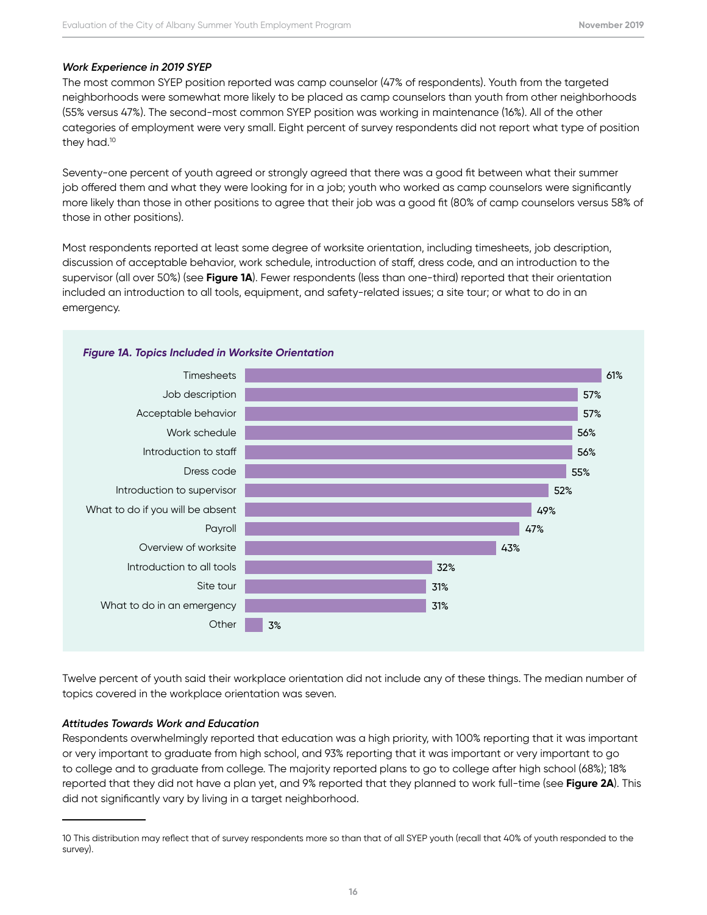*Work Experience in 2019 SYEP*

The most common SYEP position reported was camp counselor (47% of respondents). Youth from the targeted neighborhoods were somewhat more likely to be placed as camp counselors than youth from other neighborhoods (55% versus 47%). The second-most common SYEP position was working in maintenance (16%). All of the other categories of employment were very small. Eight percent of survey respondents did not report what type of position they had.[10]

Seventy-one percent of youth agreed or strongly agreed that there was a good fit between what their summer job offered them and what they were looking for in a job; youth who worked as camp counselors were significantly more likely than those in other positions to agree that their job was a good fit (80% of camp counselors versus 58% of those in other positions).

Most respondents reported at least some degree of worksite orientation, including timesheets, job description, discussion of acceptable behavior, work schedule, introduction of staff, dress code, and an introduction to the supervisor (all over 50%) (see **Figure 1A**). Fewer respondents (less than one-third) reported that their orientation included an introduction to all tools, equipment, and safety-related issues; a site tour; or what to do in an emergency.

***Figure 1A. Topics Included in Worksite Orientation***

| Topic | Percent |
|---|---|
| Timesheets | 61% |
| Job description | 57% |
| Acceptable behavior | 57% |
| Work schedule | 56% |
| Introduction to staff | 56% |
| Dress code | 55% |
| Introduction to supervisor | 52% |
| What to do if you will be absent | 49% |
| Payroll | 47% |
| Overview of worksite | 43% |
| Introduction to all tools | 32% |
| Site tour | 31% |
| What to do in an emergency | 31% |
| Other | 3% |

Twelve percent of youth said their workplace orientation did not include any of these things. The median number of topics covered in the workplace orientation was seven.

*Attitudes Towards Work and Education*

Respondents overwhelmingly reported that education was a high priority, with 100% reporting that it was important or very important to graduate from high school, and 93% reporting that it was important or very important to go to college and to graduate from college. The majority reported plans to go to college after high school (68%); 18% reported that they did not have a plan yet, and 9% reported that they planned to work full-time (see **Figure 2A**). This did not significantly vary by living in a target neighborhood.

---

10 This distribution may reflect that of survey respondents more so than that of all SYEP youth (recall that 40% of youth responded to the survey).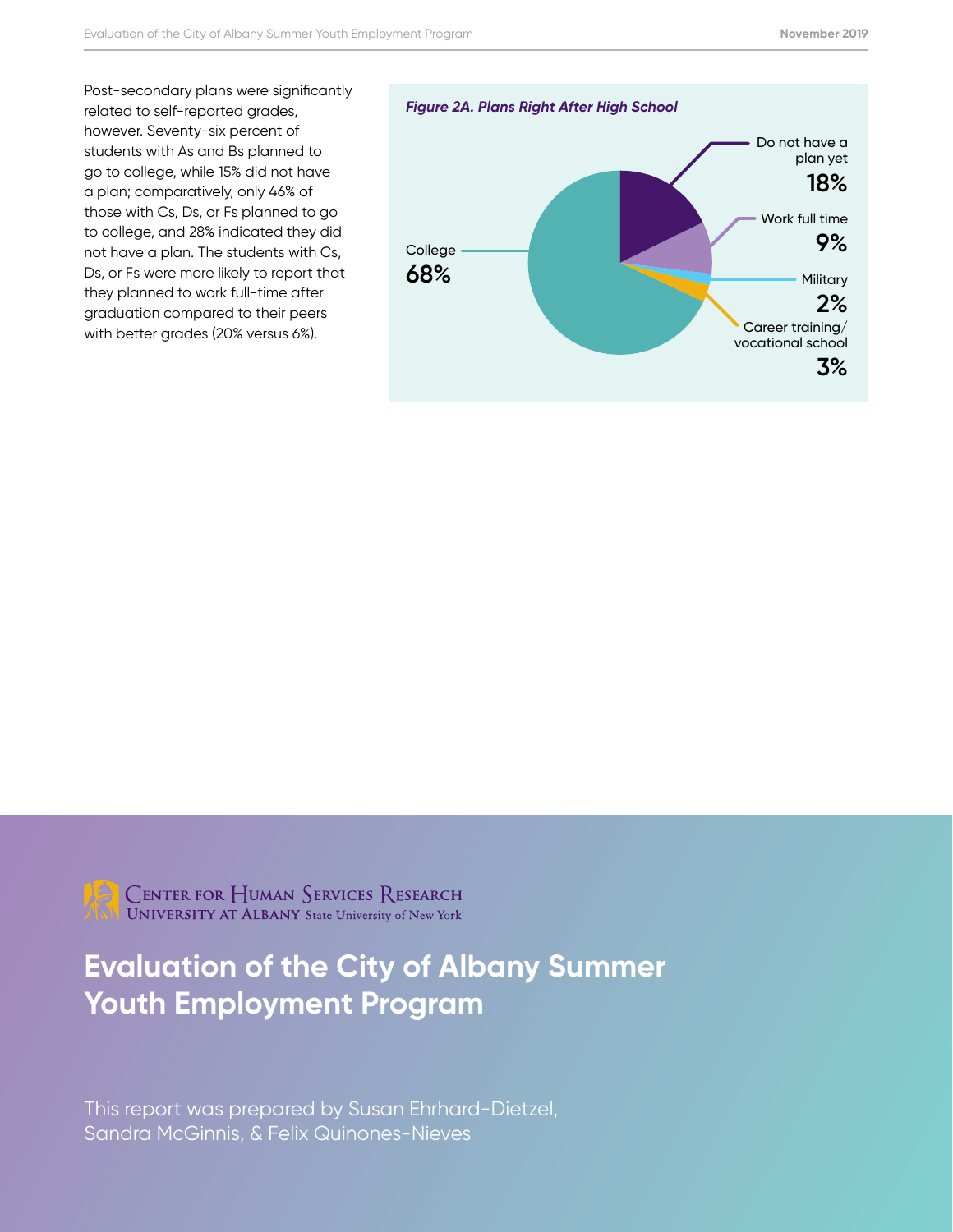Post-secondary plans were significantly related to self-reported grades, however. Seventy-six percent of students with As and Bs planned to go to college, while 15% did not have a plan; comparatively, only 46% of those with Cs, Ds, or Fs planned to go to college, and 28% indicated they did not have a plan. The students with Cs, Ds, or Fs were more likely to report that they planned to work full-time after graduation compared to their peers with better grades (20% versus 6%).

*Figure 2A. Plans Right After High School*

Do not have a plan yet
18%

Work full time
9%

Military
2%

Career training/ vocational school
3%

College
68%

Center for Human Services Research
University at Albany State University of New York

# Evaluation of the City of Albany Summer Youth Employment Program

This report was prepared by Susan Ehrhard-Dietzel, Sandra McGinnis, & Felix Quinones-Nieves